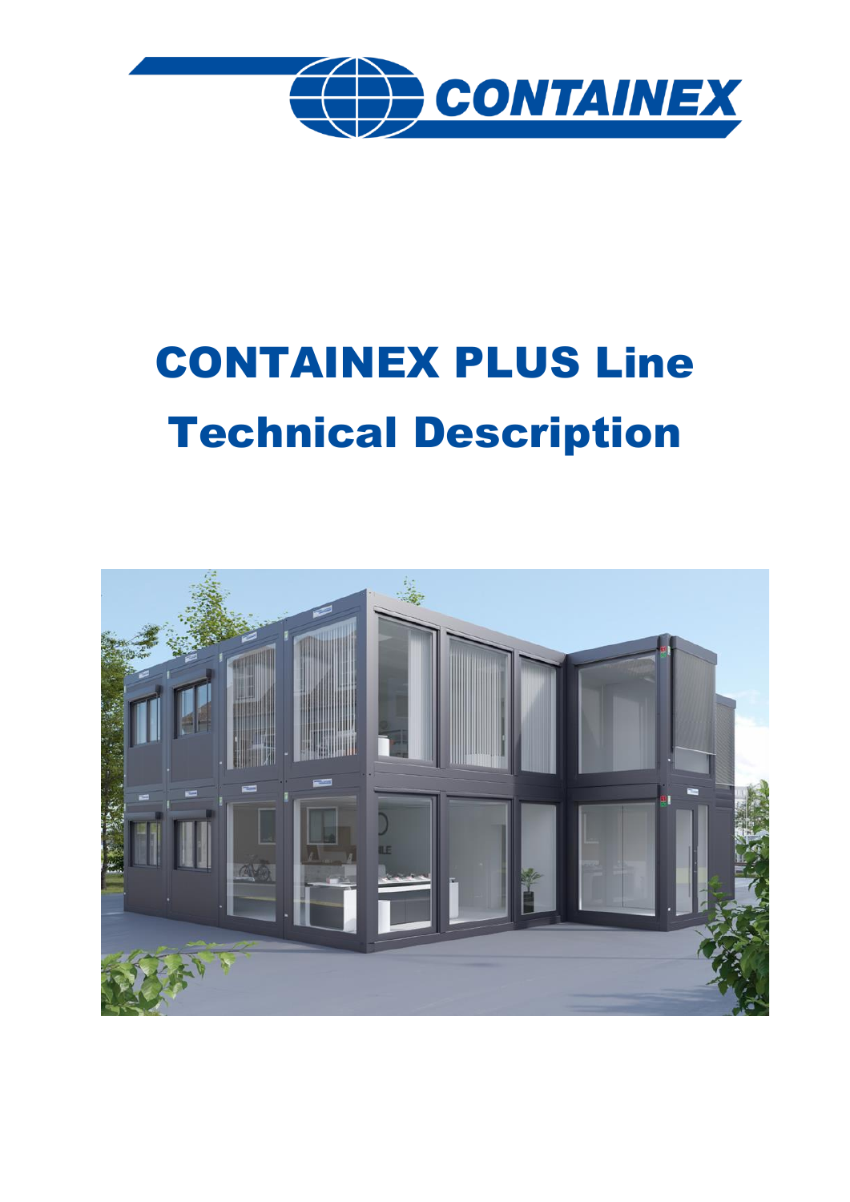# CONTAINEX PLUS Line

# Technical Description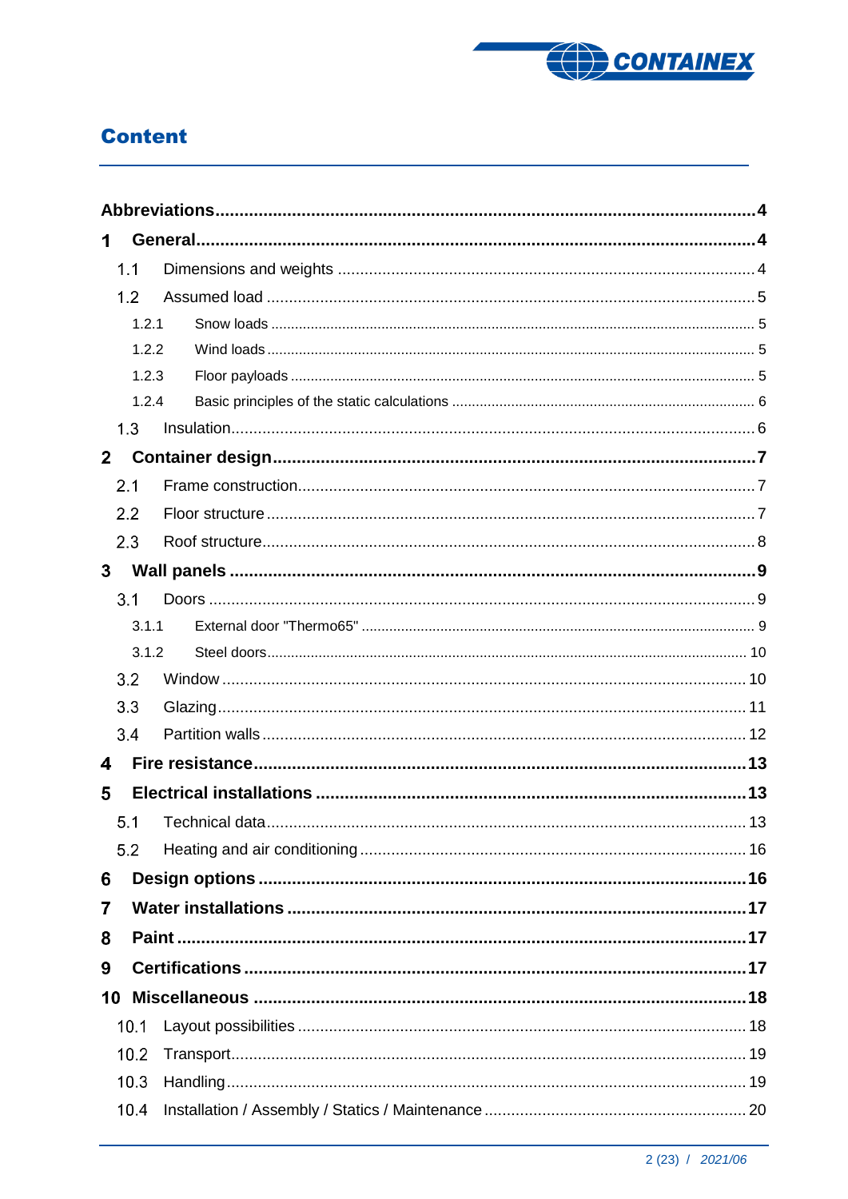# Content

- **Abbreviations** .... 4
- **1 General** .... 4
  - 1.1 Dimensions and weights .... 4
  - 1.2 Assumed load .... 5
    - 1.2.1 Snow loads .... 5
    - 1.2.2 Wind loads .... 5
    - 1.2.3 Floor payloads .... 5
    - 1.2.4 Basic principles of the static calculations .... 6
  - 1.3 Insulation .... 6
- **2 Container design** .... 7
  - 2.1 Frame construction .... 7
  - 2.2 Floor structure .... 7
  - 2.3 Roof structure .... 8
- **3 Wall panels** .... 9
  - 3.1 Doors .... 9
    - 3.1.1 External door "Thermo65" .... 9
    - 3.1.2 Steel doors .... 10
  - 3.2 Window .... 10
  - 3.3 Glazing .... 11
  - 3.4 Partition walls .... 12
- **4 Fire resistance** .... 13
- **5 Electrical installations** .... 13
  - 5.1 Technical data .... 13
  - 5.2 Heating and air conditioning .... 16
- **6 Design options** .... 16
- **7 Water installations** .... 17
- **8 Paint** .... 17
- **9 Certifications** .... 17
- **10 Miscellaneous** .... 18
  - 10.1 Layout possibilities .... 18
  - 10.2 Transport .... 19
  - 10.3 Handling .... 19
  - 10.4 Installation / Assembly / Statics / Maintenance .... 20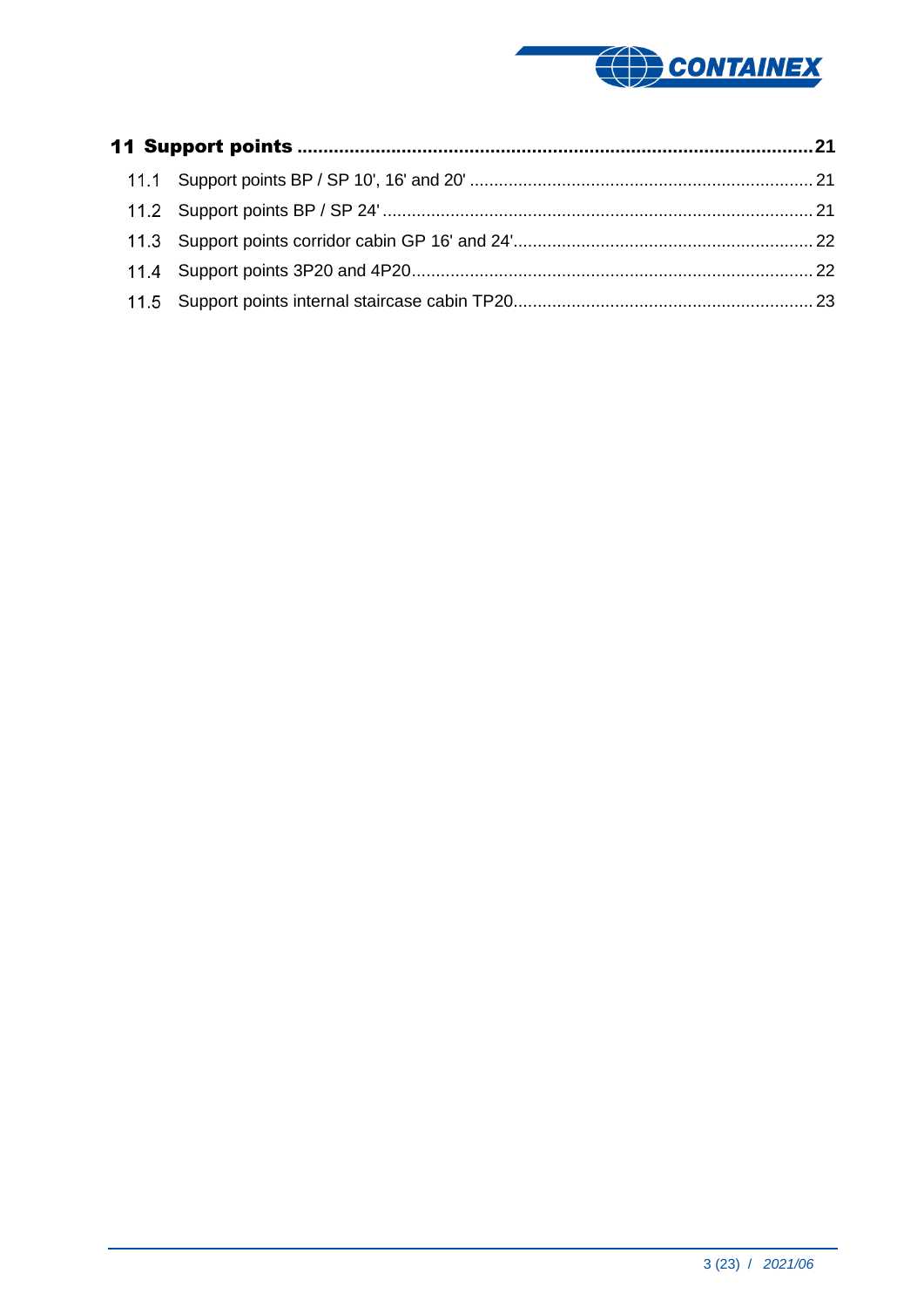**11 Support points .................................................................................................21**

11.1 Support points BP / SP 10', 16' and 20' ...................................................................... 21

11.2 Support points BP / SP 24' ........................................................................................ 21

11.3 Support points corridor cabin GP 16' and 24'............................................................. 22

11.4 Support points 3P20 and 4P20.................................................................................. 22

11.5 Support points internal staircase cabin TP20............................................................. 23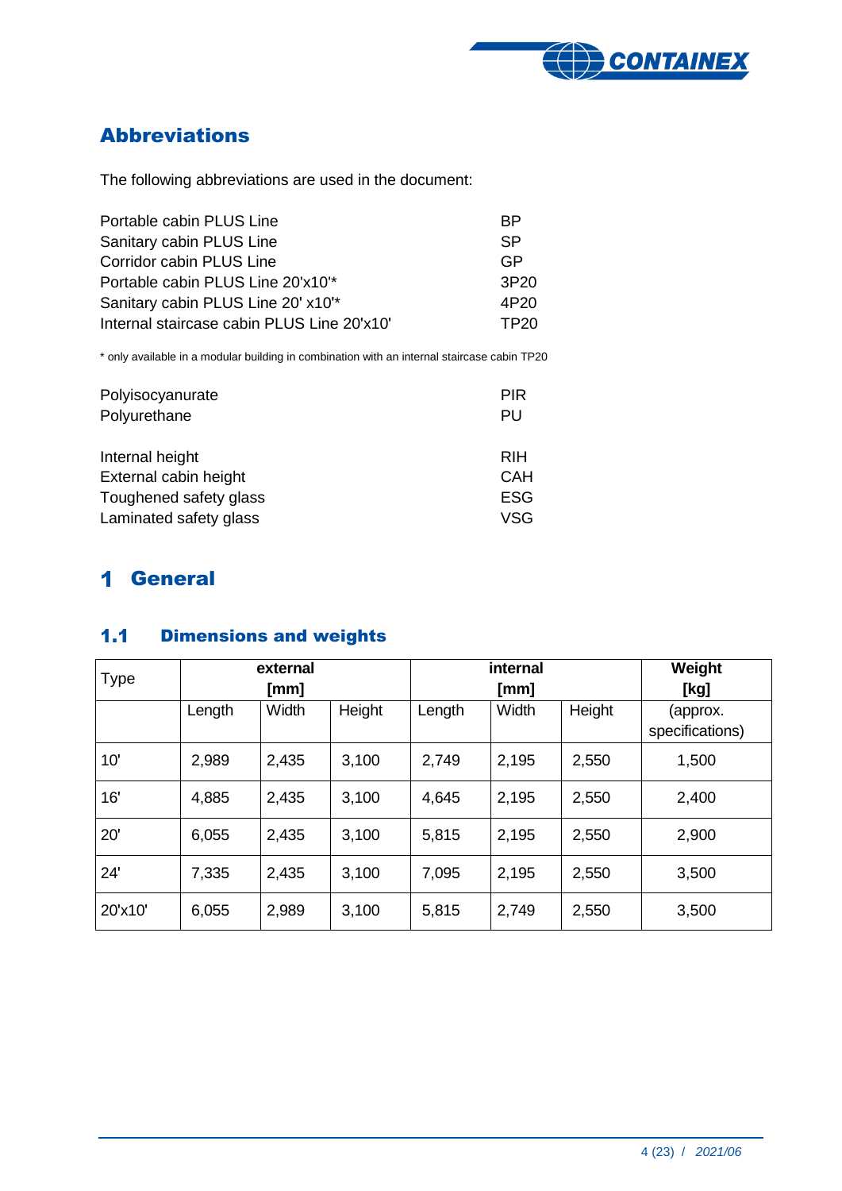## Abbreviations

The following abbreviations are used in the document:

| | |
|---|---|
| Portable cabin PLUS Line | BP |
| Sanitary cabin PLUS Line | SP |
| Corridor cabin PLUS Line | GP |
| Portable cabin PLUS Line 20'x10'* | 3P20 |
| Sanitary cabin PLUS Line 20' x10'* | 4P20 |
| Internal staircase cabin PLUS Line 20'x10' | TP20 |

* only available in a modular building in combination with an internal staircase cabin TP20

| | |
|---|---|
| Polyisocyanurate | PIR |
| Polyurethane | PU |

| | |
|---|---|
| Internal height | RIH |
| External cabin height | CAH |
| Toughened safety glass | ESG |
| Laminated safety glass | VSG |

# 1 General

## 1.1 Dimensions and weights

| Type | external [mm] | | | internal [mm] | | | Weight [kg] |
|---|---|---|---|---|---|---|---|
| | Length | Width | Height | Length | Width | Height | (approx. specifications) |
| 10' | 2,989 | 2,435 | 3,100 | 2,749 | 2,195 | 2,550 | 1,500 |
| 16' | 4,885 | 2,435 | 3,100 | 4,645 | 2,195 | 2,550 | 2,400 |
| 20' | 6,055 | 2,435 | 3,100 | 5,815 | 2,195 | 2,550 | 2,900 |
| 24' | 7,335 | 2,435 | 3,100 | 7,095 | 2,195 | 2,550 | 3,500 |
| 20'x10' | 6,055 | 2,989 | 3,100 | 5,815 | 2,749 | 2,550 | 3,500 |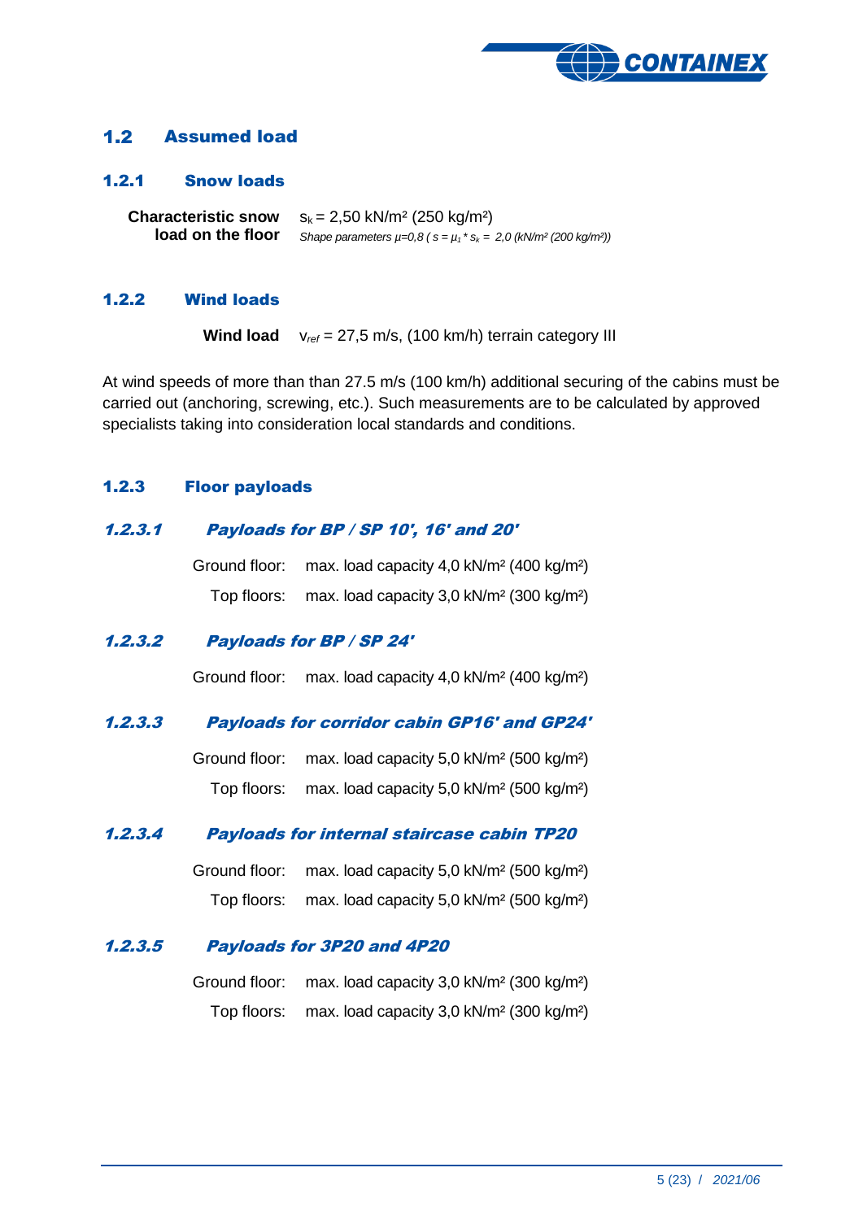## 1.2 Assumed load

### 1.2.1 Snow loads

**Characteristic snow load on the floor** $s_k$ = 2,50 kN/m² (250 kg/m²)
*Shape parameters $\mu$=0,8 ( $s = \mu_1 * s_k$ = 2,0 (kN/m² (200 kg/m²))*

### 1.2.2 Wind loads

**Wind load** $v_{ref}$ = 27,5 m/s, (100 km/h) terrain category III

At wind speeds of more than than 27.5 m/s (100 km/h) additional securing of the cabins must be carried out (anchoring, screwing, etc.). Such measurements are to be calculated by approved specialists taking into consideration local standards and conditions.

### 1.2.3 Floor payloads

#### *1.2.3.1 Payloads for BP / SP 10', 16' and 20'*

Ground floor: max. load capacity 4,0 kN/m² (400 kg/m²)
Top floors: max. load capacity 3,0 kN/m² (300 kg/m²)

#### *1.2.3.2 Payloads for BP / SP 24'*

Ground floor: max. load capacity 4,0 kN/m² (400 kg/m²)

#### *1.2.3.3 Payloads for corridor cabin GP16' and GP24'*

Ground floor: max. load capacity 5,0 kN/m² (500 kg/m²)
Top floors: max. load capacity 5,0 kN/m² (500 kg/m²)

#### *1.2.3.4 Payloads for internal staircase cabin TP20*

Ground floor: max. load capacity 5,0 kN/m² (500 kg/m²)
Top floors: max. load capacity 5,0 kN/m² (500 kg/m²)

#### *1.2.3.5 Payloads for 3P20 and 4P20*

Ground floor: max. load capacity 3,0 kN/m² (300 kg/m²)
Top floors: max. load capacity 3,0 kN/m² (300 kg/m²)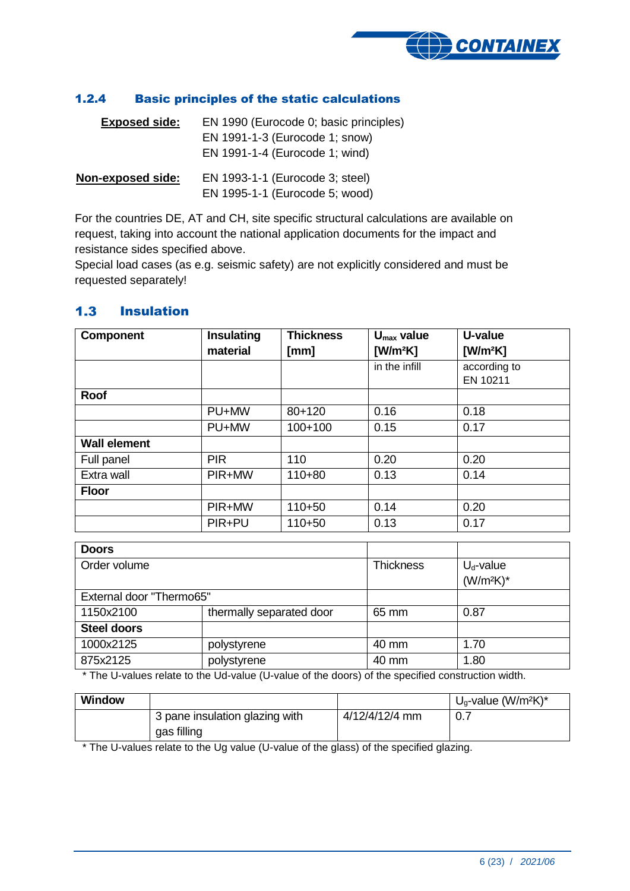### 1.2.4 Basic principles of the static calculations

| | |
|---|---|
| **Exposed side:** | EN 1990 (Eurocode 0; basic principles)<br>EN 1991-1-3 (Eurocode 1; snow)<br>EN 1991-1-4 (Eurocode 1; wind) |
| **Non-exposed side:** | EN 1993-1-1 (Eurocode 3; steel)<br>EN 1995-1-1 (Eurocode 5; wood) |

For the countries DE, AT and CH, site specific structural calculations are available on request, taking into account the national application documents for the impact and resistance sides specified above.
Special load cases (as e.g. seismic safety) are not explicitly considered and must be requested separately!

## 1.3 Insulation

| **Component** | **Insulating material** | **Thickness [mm]** | **$U_{max}$ value [W/m²K]** | **U-value [W/m²K]** |
|---|---|---|---|---|
| | | | in the infill | according to EN 10211 |
| **Roof** | | | | |
| | PU+MW | 80+120 | 0.16 | 0.18 |
| | PU+MW | 100+100 | 0.15 | 0.17 |
| **Wall element** | | | | |
| Full panel | PIR | 110 | 0.20 | 0.20 |
| Extra wall | PIR+MW | 110+80 | 0.13 | 0.14 |
| **Floor** | | | | |
| | PIR+MW | 110+50 | 0.14 | 0.20 |
| | PIR+PU | 110+50 | 0.13 | 0.17 |

| **Doors** | | | |
|---|---|---|---|
| Order volume | | Thickness | $U_d$-value (W/m²K)* |
| External door "Thermo65" | | | |
| 1150x2100 | thermally separated door | 65 mm | 0.87 |
| **Steel doors** | | | |
| 1000x2125 | polystyrene | 40 mm | 1.70 |
| 875x2125 | polystyrene | 40 mm | 1.80 |

\* The U-values relate to the Ud-value (U-value of the doors) of the specified construction width.

| **Window** | | | $U_g$-value (W/m²K)* |
|---|---|---|---|
| | 3 pane insulation glazing with gas filling | 4/12/4/12/4 mm | 0.7 |

\* The U-values relate to the Ug value (U-value of the glass) of the specified glazing.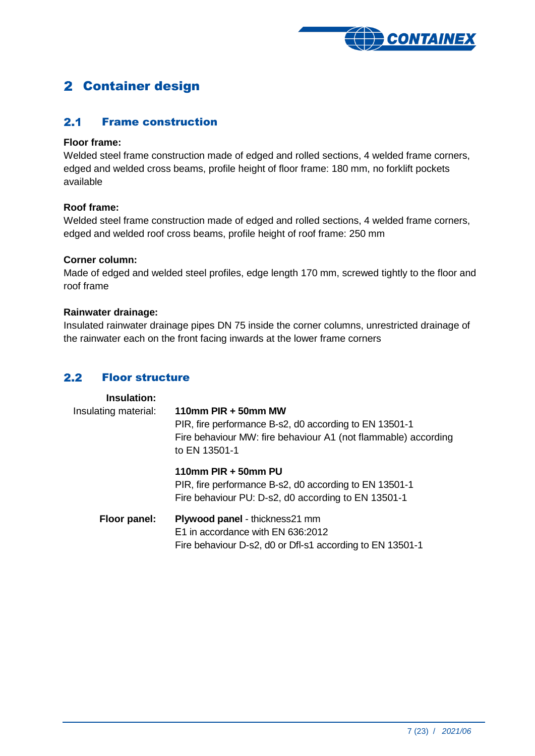# 2 Container design

## 2.1 Frame construction

**Floor frame:**
Welded steel frame construction made of edged and rolled sections, 4 welded frame corners, edged and welded cross beams, profile height of floor frame: 180 mm, no forklift pockets available

**Roof frame:**
Welded steel frame construction made of edged and rolled sections, 4 welded frame corners, edged and welded roof cross beams, profile height of roof frame: 250 mm

**Corner column:**
Made of edged and welded steel profiles, edge length 170 mm, screwed tightly to the floor and roof frame

**Rainwater drainage:**
Insulated rainwater drainage pipes DN 75 inside the corner columns, unrestricted drainage of the rainwater each on the front facing inwards at the lower frame corners

## 2.2 Floor structure

| **Insulation:** | |
|---|---|
| Insulating material: | **110mm PIR + 50mm MW**<br>PIR, fire performance B-s2, d0 according to EN 13501-1<br>Fire behaviour MW: fire behaviour A1 (not flammable) according to EN 13501-1 |
| | **110mm PIR + 50mm PU**<br>PIR, fire performance B-s2, d0 according to EN 13501-1<br>Fire behaviour PU: D-s2, d0 according to EN 13501-1 |
| **Floor panel:** | **Plywood panel** - thickness21 mm<br>E1 in accordance with EN 636:2012<br>Fire behaviour D-s2, d0 or Dfl-s1 according to EN 13501-1 |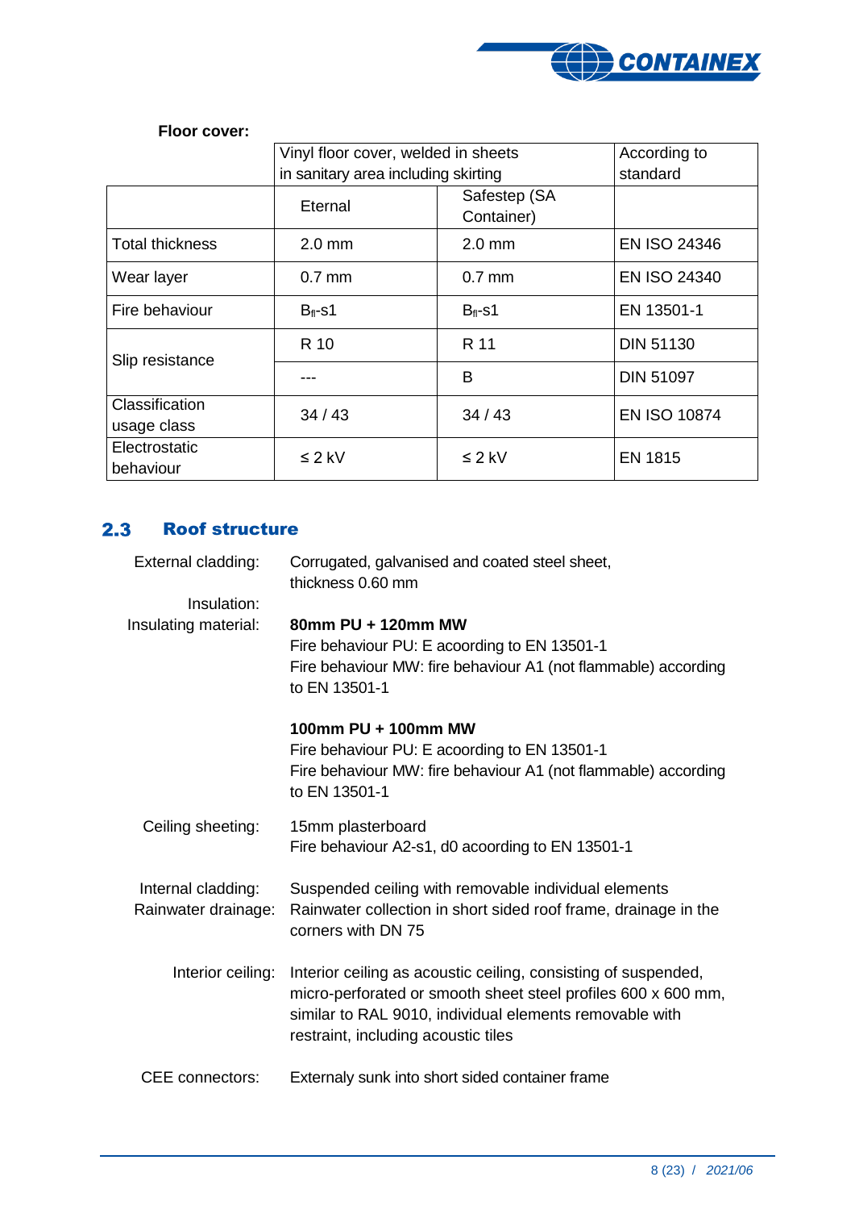**Floor cover:**

| | Vinyl floor cover, welded in sheets in sanitary area including skirting | | According to standard |
|---|---|---|---|
| | Eternal | Safestep (SA Container) | |
| Total thickness | 2.0 mm | 2.0 mm | EN ISO 24346 |
| Wear layer | 0.7 mm | 0.7 mm | EN ISO 24340 |
| Fire behaviour | $B_{fl}$-s1 | $B_{fl}$-s1 | EN 13501-1 |
| Slip resistance | R 10 | R 11 | DIN 51130 |
| | --- | B | DIN 51097 |
| Classification usage class | 34 / 43 | 34 / 43 | EN ISO 10874 |
| Electrostatic behaviour | ≤ 2 kV | ≤ 2 kV | EN 1815 |

## 2.3 Roof structure

External cladding: Corrugated, galvanised and coated steel sheet, thickness 0.60 mm

Insulation:
Insulating material: **80mm PU + 120mm MW**
Fire behaviour PU: E acoording to EN 13501-1
Fire behaviour MW: fire behaviour A1 (not flammable) according to EN 13501-1

**100mm PU + 100mm MW**
Fire behaviour PU: E acoording to EN 13501-1
Fire behaviour MW: fire behaviour A1 (not flammable) according to EN 13501-1

Ceiling sheeting: 15mm plasterboard
Fire behaviour A2-s1, d0 acoording to EN 13501-1

Internal cladding: Suspended ceiling with removable individual elements
Rainwater drainage: Rainwater collection in short sided roof frame, drainage in the corners with DN 75

Interior ceiling: Interior ceiling as acoustic ceiling, consisting of suspended, micro-perforated or smooth sheet steel profiles 600 x 600 mm, similar to RAL 9010, individual elements removable with restraint, including acoustic tiles

CEE connectors: Externaly sunk into short sided container frame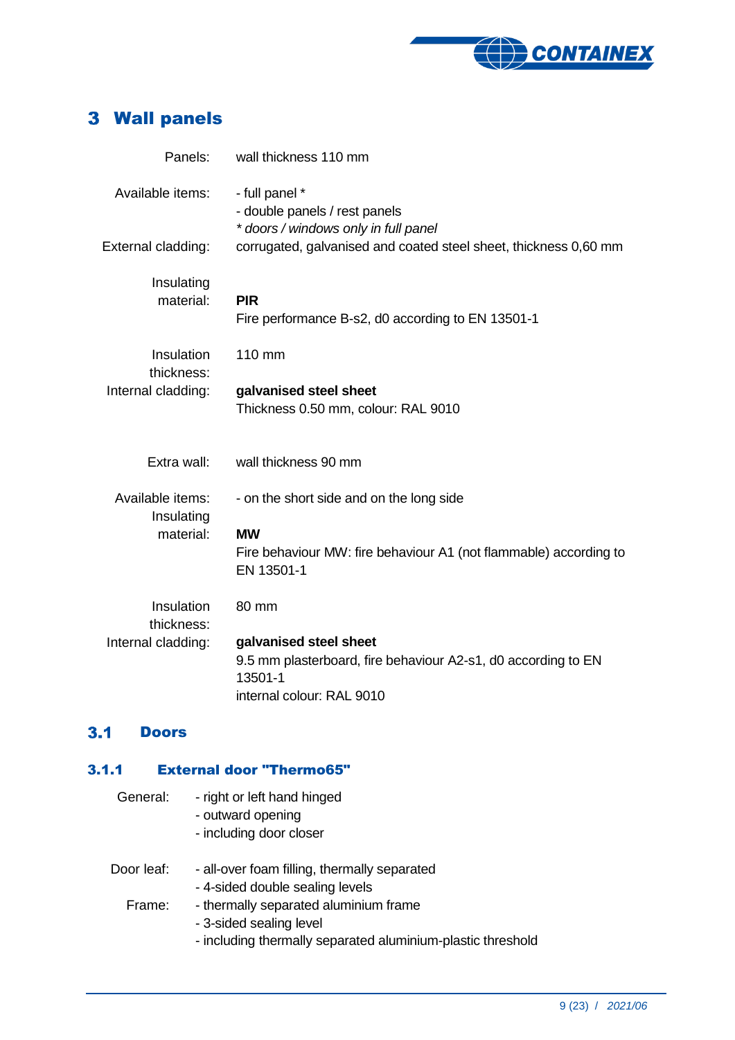# 3 Wall panels

| | |
|---|---|
| Panels: | wall thickness 110 mm |
| Available items: | - full panel *<br>- double panels / rest panels<br>*\* doors / windows only in full panel* |
| External cladding: | corrugated, galvanised and coated steel sheet, thickness 0,60 mm |
| Insulating material: | **PIR**<br>Fire performance B-s2, d0 according to EN 13501-1 |
| Insulation thickness: | 110 mm |
| Internal cladding: | **galvanised steel sheet**<br>Thickness 0.50 mm, colour: RAL 9010 |
| Extra wall: | wall thickness 90 mm |
| Available items: | - on the short side and on the long side |
| Insulating material: | **MW**<br>Fire behaviour MW: fire behaviour A1 (not flammable) according to EN 13501-1 |
| Insulation thickness: | 80 mm |
| Internal cladding: | **galvanised steel sheet**<br>9.5 mm plasterboard, fire behaviour A2-s1, d0 according to EN 13501-1<br>internal colour: RAL 9010 |

## 3.1 Doors

### 3.1.1 External door "Thermo65"

| | |
|---|---|
| General: | - right or left hand hinged<br>- outward opening<br>- including door closer |
| Door leaf: | - all-over foam filling, thermally separated<br>- 4-sided double sealing levels |
| Frame: | - thermally separated aluminium frame<br>- 3-sided sealing level<br>- including thermally separated aluminium-plastic threshold |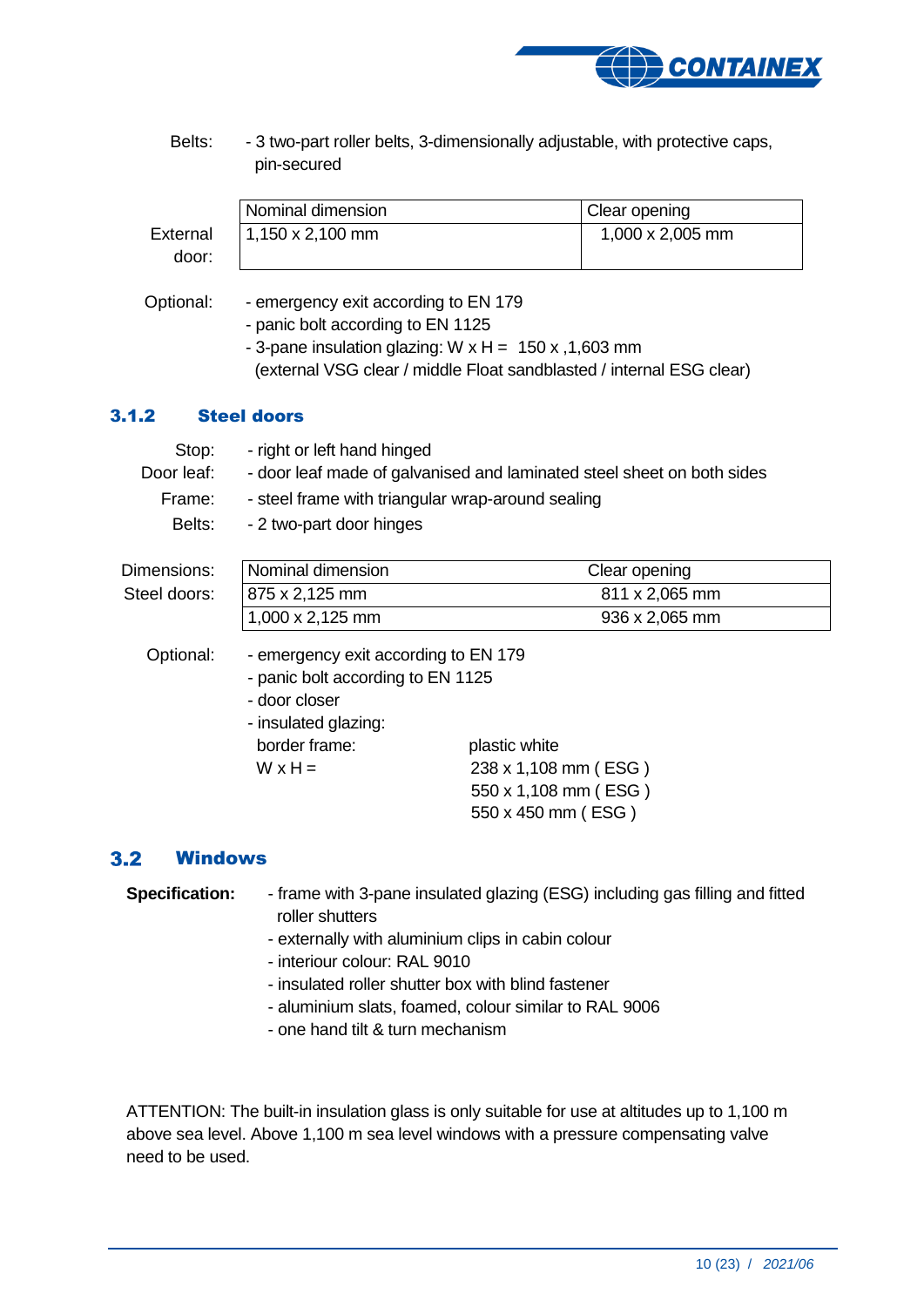Belts: - 3 two-part roller belts, 3-dimensionally adjustable, with protective caps, pin-secured

External door:

| Nominal dimension | Clear opening |
| --- | --- |
| 1,150 x 2,100 mm | 1,000 x 2,005 mm |

Optional:
- emergency exit according to EN 179
- panic bolt according to EN 1125
- 3-pane insulation glazing: W x H = 150 x ,1,603 mm (external VSG clear / middle Float sandblasted / internal ESG clear)

### 3.1.2 Steel doors

Stop: - right or left hand hinged

Door leaf: - door leaf made of galvanised and laminated steel sheet on both sides

Frame: - steel frame with triangular wrap-around sealing

Belts: - 2 two-part door hinges

Dimensions: Steel doors:

| Nominal dimension | Clear opening |
| --- | --- |
| 875 x 2,125 mm | 811 x 2,065 mm |
| 1,000 x 2,125 mm | 936 x 2,065 mm |

Optional:
- emergency exit according to EN 179
- panic bolt according to EN 1125
- door closer
- insulated glazing:

  border frame: plastic white

  W x H = 238 x 1,108 mm ( ESG )
  550 x 1,108 mm ( ESG )
  550 x 450 mm ( ESG )

## 3.2 Windows

**Specification:**
- frame with 3-pane insulated glazing (ESG) including gas filling and fitted roller shutters
- externally with aluminium clips in cabin colour
- interiour colour: RAL 9010
- insulated roller shutter box with blind fastener
- aluminium slats, foamed, colour similar to RAL 9006
- one hand tilt & turn mechanism

ATTENTION: The built-in insulation glass is only suitable for use at altitudes up to 1,100 m above sea level. Above 1,100 m sea level windows with a pressure compensating valve need to be used.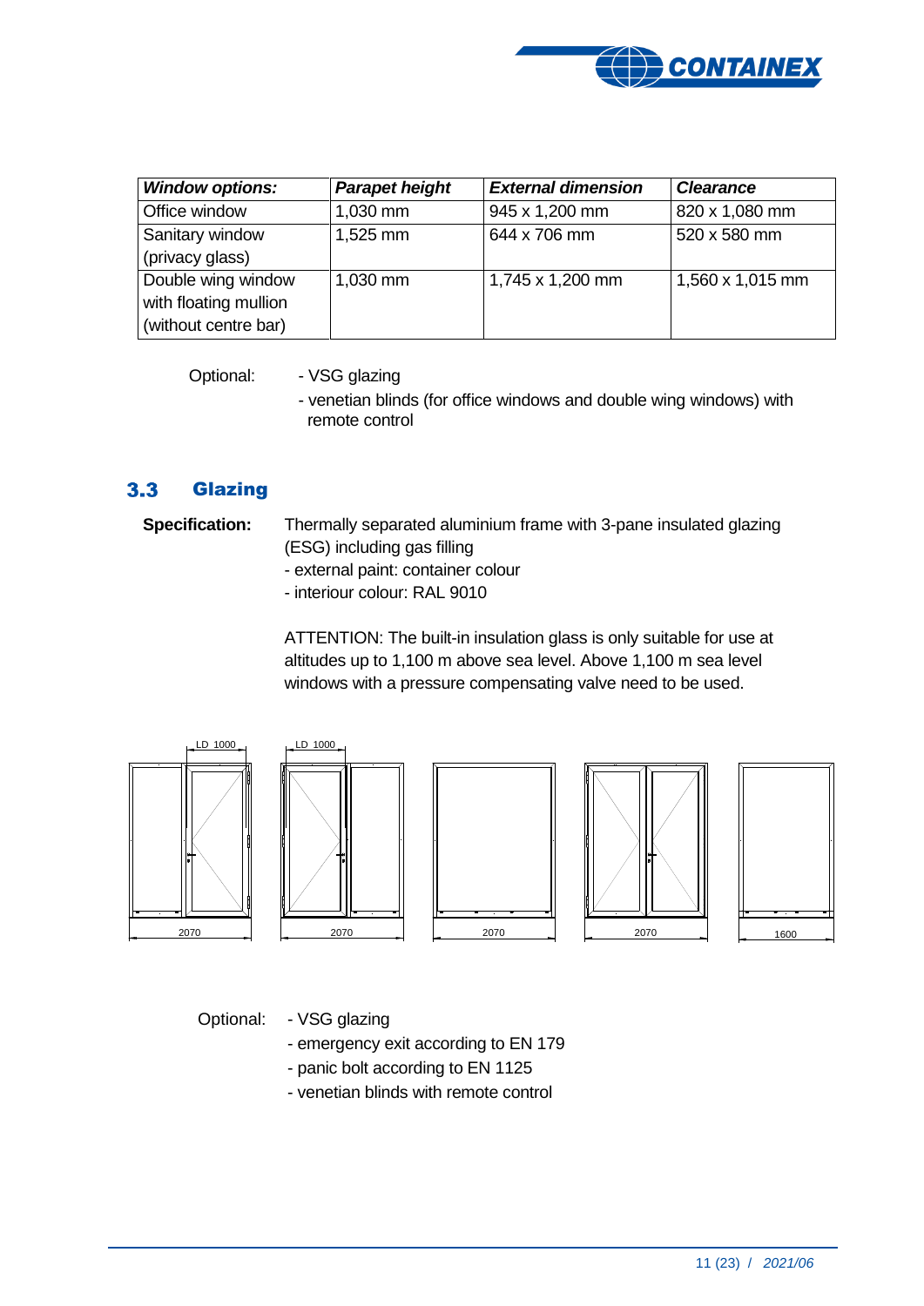| *Window options:* | *Parapet height* | *External dimension* | *Clearance* |
|---|---|---|---|
| Office window | 1,030 mm | 945 x 1,200 mm | 820 x 1,080 mm |
| Sanitary window (privacy glass) | 1,525 mm | 644 x 706 mm | 520 x 580 mm |
| Double wing window with floating mullion (without centre bar) | 1,030 mm | 1,745 x 1,200 mm | 1,560 x 1,015 mm |

Optional:
- VSG glazing
- venetian blinds (for office windows and double wing windows) with remote control

## 3.3 Glazing

**Specification:** Thermally separated aluminium frame with 3-pane insulated glazing (ESG) including gas filling
- external paint: container colour
- interiour colour: RAL 9010

ATTENTION: The built-in insulation glass is only suitable for use at altitudes up to 1,100 m above sea level. Above 1,100 m sea level windows with a pressure compensating valve need to be used.

LD 1000 LD 1000

2070 2070 2070 2070 1600

Optional:
- VSG glazing
- emergency exit according to EN 179
- panic bolt according to EN 1125
- venetian blinds with remote control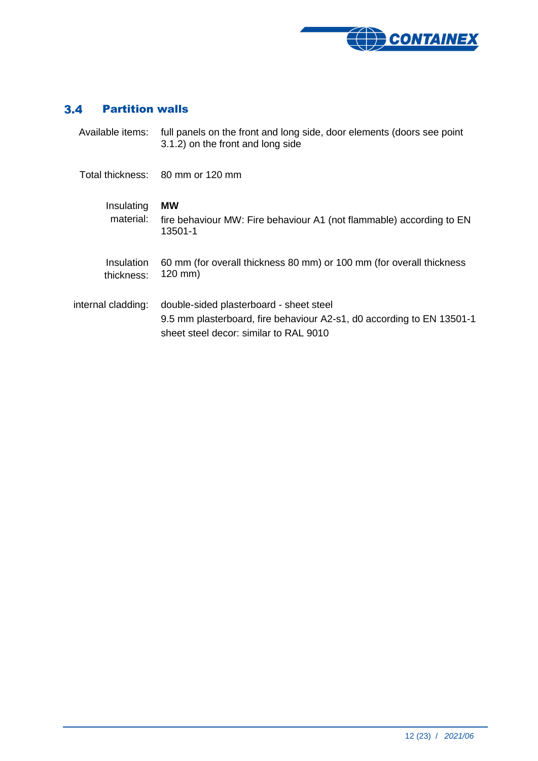## 3.4 Partition walls

| | |
|---|---|
| Available items: | full panels on the front and long side, door elements (doors see point 3.1.2) on the front and long side |
| Total thickness: | 80 mm or 120 mm |
| Insulating material: | **MW**<br>fire behaviour MW: Fire behaviour A1 (not flammable) according to EN 13501-1 |
| Insulation thickness: | 60 mm (for overall thickness 80 mm) or 100 mm (for overall thickness 120 mm) |
| internal cladding: | double-sided plasterboard - sheet steel<br>9.5 mm plasterboard, fire behaviour A2-s1, d0 according to EN 13501-1<br>sheet steel decor: similar to RAL 9010 |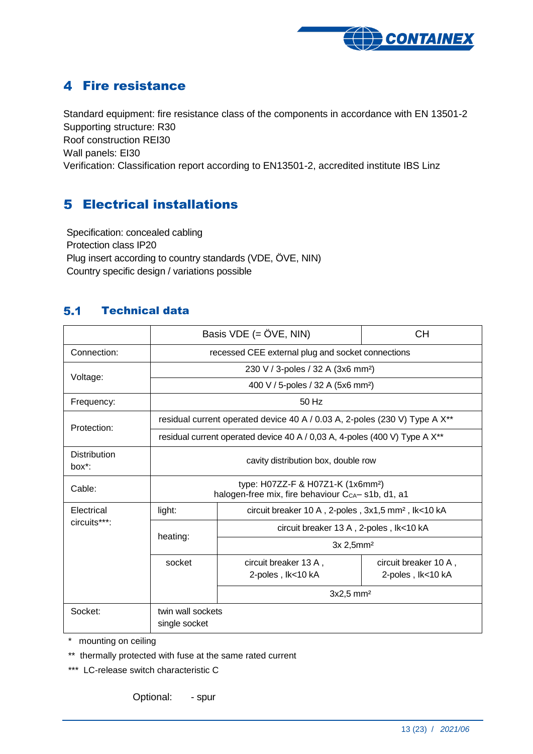# 4 Fire resistance

Standard equipment: fire resistance class of the components in accordance with EN 13501-2
Supporting structure: R30
Roof construction REI30
Wall panels: EI30
Verification: Classification report according to EN13501-2, accredited institute IBS Linz

# 5 Electrical installations

Specification: concealed cabling
Protection class IP20
Plug insert according to country standards (VDE, ÖVE, NIN)
Country specific design / variations possible

## 5.1 Technical data

| | | Basis VDE (= ÖVE, NIN) | CH |
|---|---|---|---|
| Connection: | recessed CEE external plug and socket connections | | |
| Voltage: | 230 V / 3-poles / 32 A (3x6 mm²) | | |
| | 400 V / 5-poles / 32 A (5x6 mm²) | | |
| Frequency: | 50 Hz | | |
| Protection: | residual current operated device 40 A / 0.03 A, 2-poles (230 V) Type A X** | | |
| | residual current operated device 40 A / 0,03 A, 4-poles (400 V) Type A X** | | |
| Distribution box*: | cavity distribution box, double row | | |
| Cable: | type: H07ZZ-F & H07Z1-K (1x6mm²) halogen-free mix, fire behaviour $C_{CA}$– s1b, d1, a1 | | |
| Electrical circuits***: | light: | circuit breaker 10 A , 2-poles , 3x1,5 mm² , Ik<10 kA | |
| | heating: | circuit breaker 13 A , 2-poles , Ik<10 kA | |
| | | 3x 2,5mm² | |
| | socket | circuit breaker 13 A , 2-poles , Ik<10 kA | circuit breaker 10 A , 2-poles , Ik<10 kA |
| | | 3x2,5 mm² | |
| Socket: | twin wall sockets single socket | | |

\* mounting on ceiling

** thermally protected with fuse at the same rated current

*** LC-release switch characteristic C

Optional: - spur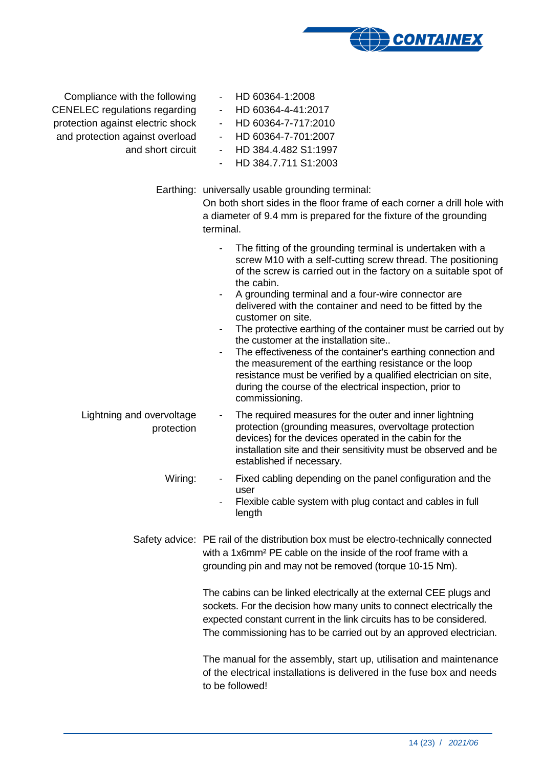Compliance with the following CENELEC regulations regarding protection against electric shock and protection against overload and short circuit

- HD 60364-1:2008
- HD 60364-4-41:2017
- HD 60364-7-717:2010
- HD 60364-7-701:2007
- HD 384.4.482 S1:1997
- HD 384.7.711 S1:2003

Earthing: universally usable grounding terminal:
On both short sides in the floor frame of each corner a drill hole with a diameter of 9.4 mm is prepared for the fixture of the grounding terminal.

- The fitting of the grounding terminal is undertaken with a screw M10 with a self-cutting screw thread. The positioning of the screw is carried out in the factory on a suitable spot of the cabin.
- A grounding terminal and a four-wire connector are delivered with the container and need to be fitted by the customer on site.
- The protective earthing of the container must be carried out by the customer at the installation site..
- The effectiveness of the container's earthing connection and the measurement of the earthing resistance or the loop resistance must be verified by a qualified electrician on site, during the course of the electrical inspection, prior to commissioning.

Lightning and overvoltage protection

- The required measures for the outer and inner lightning protection (grounding measures, overvoltage protection devices) for the devices operated in the cabin for the installation site and their sensitivity must be observed and be established if necessary.

Wiring:

- Fixed cabling depending on the panel configuration and the user
- Flexible cable system with plug contact and cables in full length

Safety advice: PE rail of the distribution box must be electro-technically connected with a 1x6mm² PE cable on the inside of the roof frame with a grounding pin and may not be removed (torque 10-15 Nm).

The cabins can be linked electrically at the external CEE plugs and sockets. For the decision how many units to connect electrically the expected constant current in the link circuits has to be considered. The commissioning has to be carried out by an approved electrician.

The manual for the assembly, start up, utilisation and maintenance of the electrical installations is delivered in the fuse box and needs to be followed!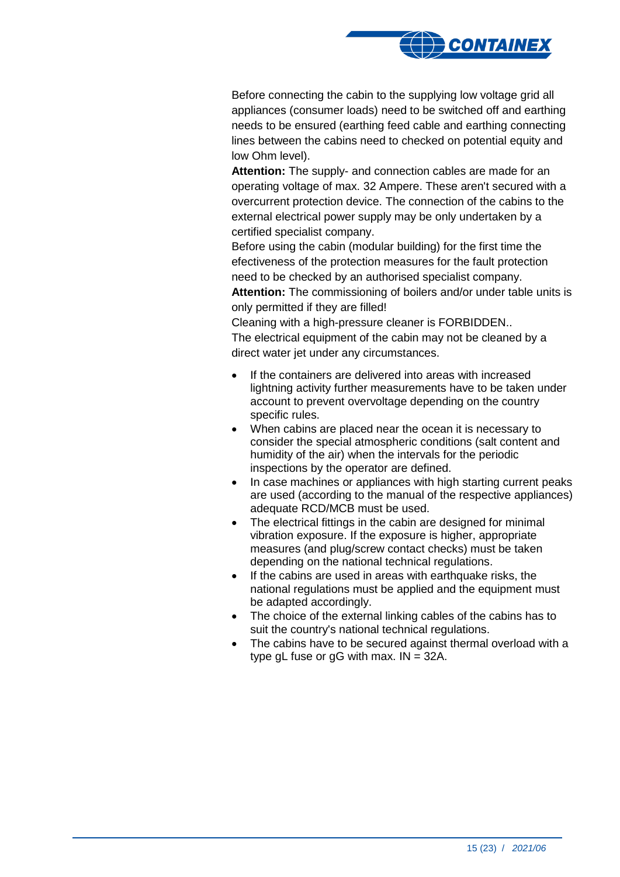Before connecting the cabin to the supplying low voltage grid all appliances (consumer loads) need to be switched off and earthing needs to be ensured (earthing feed cable and earthing connecting lines between the cabins need to checked on potential equity and low Ohm level).

**Attention:** The supply- and connection cables are made for an operating voltage of max. 32 Ampere. These aren't secured with a overcurrent protection device. The connection of the cabins to the external electrical power supply may be only undertaken by a certified specialist company.

Before using the cabin (modular building) for the first time the efectiveness of the protection measures for the fault protection need to be checked by an authorised specialist company.

**Attention:** The commissioning of boilers and/or under table units is only permitted if they are filled!

Cleaning with a high-pressure cleaner is FORBIDDEN..

The electrical equipment of the cabin may not be cleaned by a direct water jet under any circumstances.

- If the containers are delivered into areas with increased lightning activity further measurements have to be taken under account to prevent overvoltage depending on the country specific rules.
- When cabins are placed near the ocean it is necessary to consider the special atmospheric conditions (salt content and humidity of the air) when the intervals for the periodic inspections by the operator are defined.
- In case machines or appliances with high starting current peaks are used (according to the manual of the respective appliances) adequate RCD/MCB must be used.
- The electrical fittings in the cabin are designed for minimal vibration exposure. If the exposure is higher, appropriate measures (and plug/screw contact checks) must be taken depending on the national technical regulations.
- If the cabins are used in areas with earthquake risks, the national regulations must be applied and the equipment must be adapted accordingly.
- The choice of the external linking cables of the cabins has to suit the country's national technical regulations.
- The cabins have to be secured against thermal overload with a type gL fuse or gG with max. IN = 32A.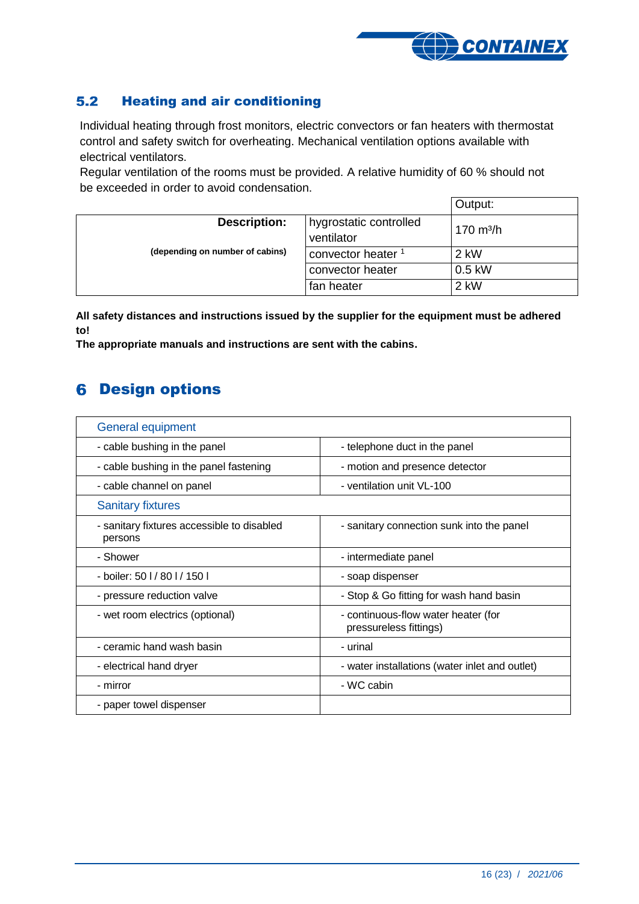## 5.2 Heating and air conditioning

Individual heating through frost monitors, electric convectors or fan heaters with thermostat control and safety switch for overheating. Mechanical ventilation options available with electrical ventilators.
Regular ventilation of the rooms must be provided. A relative humidity of 60 % should not be exceeded in order to avoid condensation.

| | | Output: |
|---|---|---|
| **Description:** | hygrostatic controlled ventilator | 170 m³/h |
| **(depending on number of cabins)** | convector heater [1] | 2 kW |
| | convector heater | 0.5 kW |
| | fan heater | 2 kW |

**All safety distances and instructions issued by the supplier for the equipment must be adhered to!**
**The appropriate manuals and instructions are sent with the cabins.**

# 6 Design options

| General equipment | |
|---|---|
| - cable bushing in the panel | - telephone duct in the panel |
| - cable bushing in the panel fastening | - motion and presence detector |
| - cable channel on panel | - ventilation unit VL-100 |
| **Sanitary fixtures** | |
| - sanitary fixtures accessible to disabled persons | - sanitary connection sunk into the panel |
| - Shower | - intermediate panel |
| - boiler: 50 l / 80 l / 150 l | - soap dispenser |
| - pressure reduction valve | - Stop & Go fitting for wash hand basin |
| - wet room electrics (optional) | - continuous-flow water heater (for pressureless fittings) |
| - ceramic hand wash basin | - urinal |
| - electrical hand dryer | - water installations (water inlet and outlet) |
| - mirror | - WC cabin |
| - paper towel dispenser | |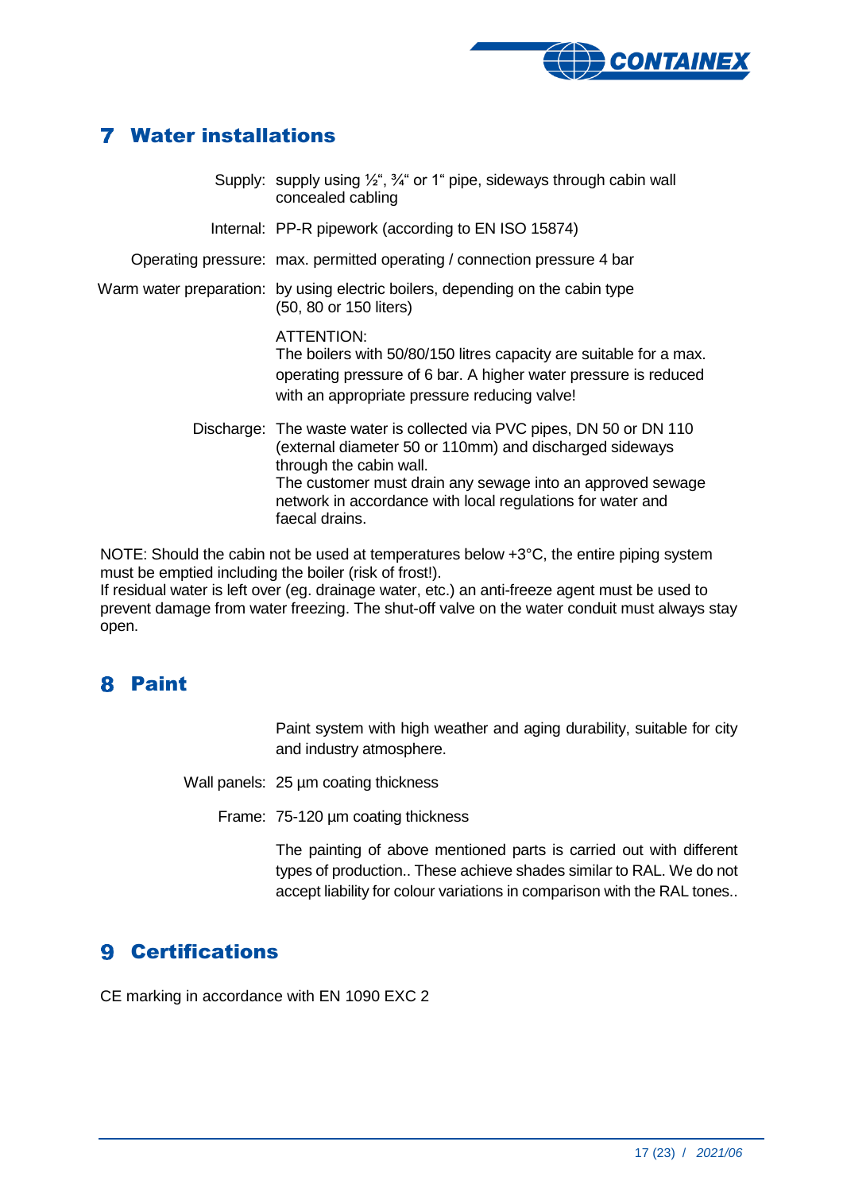## 7 Water installations

| | |
|---|---|
| Supply: | supply using ½", ¾" or 1" pipe, sideways through cabin wall concealed cabling |
| Internal: | PP-R pipework (according to EN ISO 15874) |
| Operating pressure: | max. permitted operating / connection pressure 4 bar |
| Warm water preparation: | by using electric boilers, depending on the cabin type (50, 80 or 150 liters)<br><br>ATTENTION:<br>The boilers with 50/80/150 litres capacity are suitable for a max. operating pressure of 6 bar. A higher water pressure is reduced with an appropriate pressure reducing valve! |
| Discharge: | The waste water is collected via PVC pipes, DN 50 or DN 110 (external diameter 50 or 110mm) and discharged sideways through the cabin wall.<br>The customer must drain any sewage into an approved sewage network in accordance with local regulations for water and faecal drains. |

NOTE: Should the cabin not be used at temperatures below +3°C, the entire piping system must be emptied including the boiler (risk of frost!).
If residual water is left over (eg. drainage water, etc.) an anti-freeze agent must be used to prevent damage from water freezing. The shut-off valve on the water conduit must always stay open.

## 8 Paint

Paint system with high weather and aging durability, suitable for city and industry atmosphere.

| | |
|---|---|
| Wall panels: | 25 µm coating thickness |
| Frame: | 75-120 µm coating thickness |

The painting of above mentioned parts is carried out with different types of production.. These achieve shades similar to RAL. We do not accept liability for colour variations in comparison with the RAL tones..

## 9 Certifications

CE marking in accordance with EN 1090 EXC 2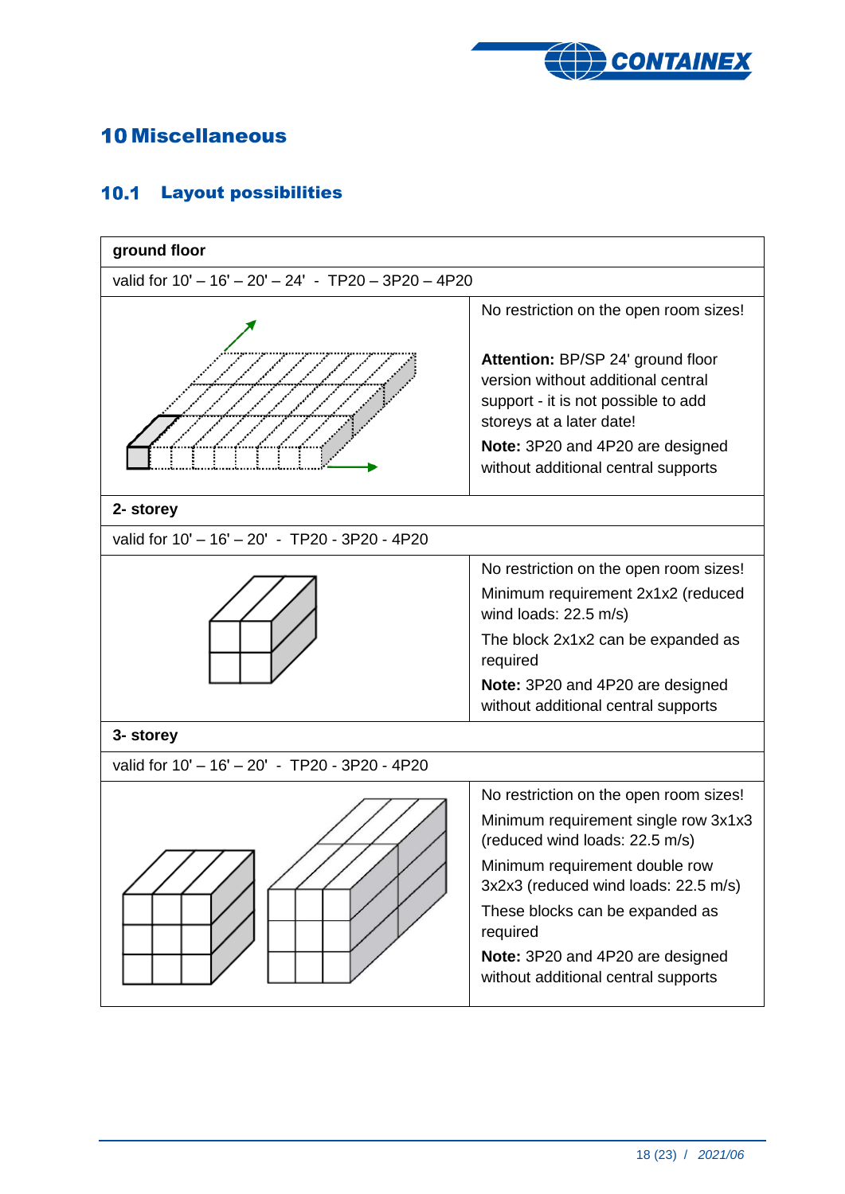# 10 Miscellaneous

## 10.1 Layout possibilities

| ground floor | |
|---|---|
| valid for 10' – 16' – 20' – 24' - TP20 – 3P20 – 4P20 | |
| | No restriction on the open room sizes!<br><br>**Attention:** BP/SP 24' ground floor version without additional central support - it is not possible to add storeys at a later date!<br><br>**Note:** 3P20 and 4P20 are designed without additional central supports |
| **2- storey** | |
| valid for 10' – 16' – 20' - TP20 - 3P20 - 4P20 | |
| | No restriction on the open room sizes!<br><br>Minimum requirement 2x1x2 (reduced wind loads: 22.5 m/s)<br><br>The block 2x1x2 can be expanded as required<br><br>**Note:** 3P20 and 4P20 are designed without additional central supports |
| **3- storey** | |
| valid for 10' – 16' – 20' - TP20 - 3P20 - 4P20 | |
| | No restriction on the open room sizes!<br><br>Minimum requirement single row 3x1x3 (reduced wind loads: 22.5 m/s)<br><br>Minimum requirement double row 3x2x3 (reduced wind loads: 22.5 m/s)<br><br>These blocks can be expanded as required<br><br>**Note:** 3P20 and 4P20 are designed without additional central supports |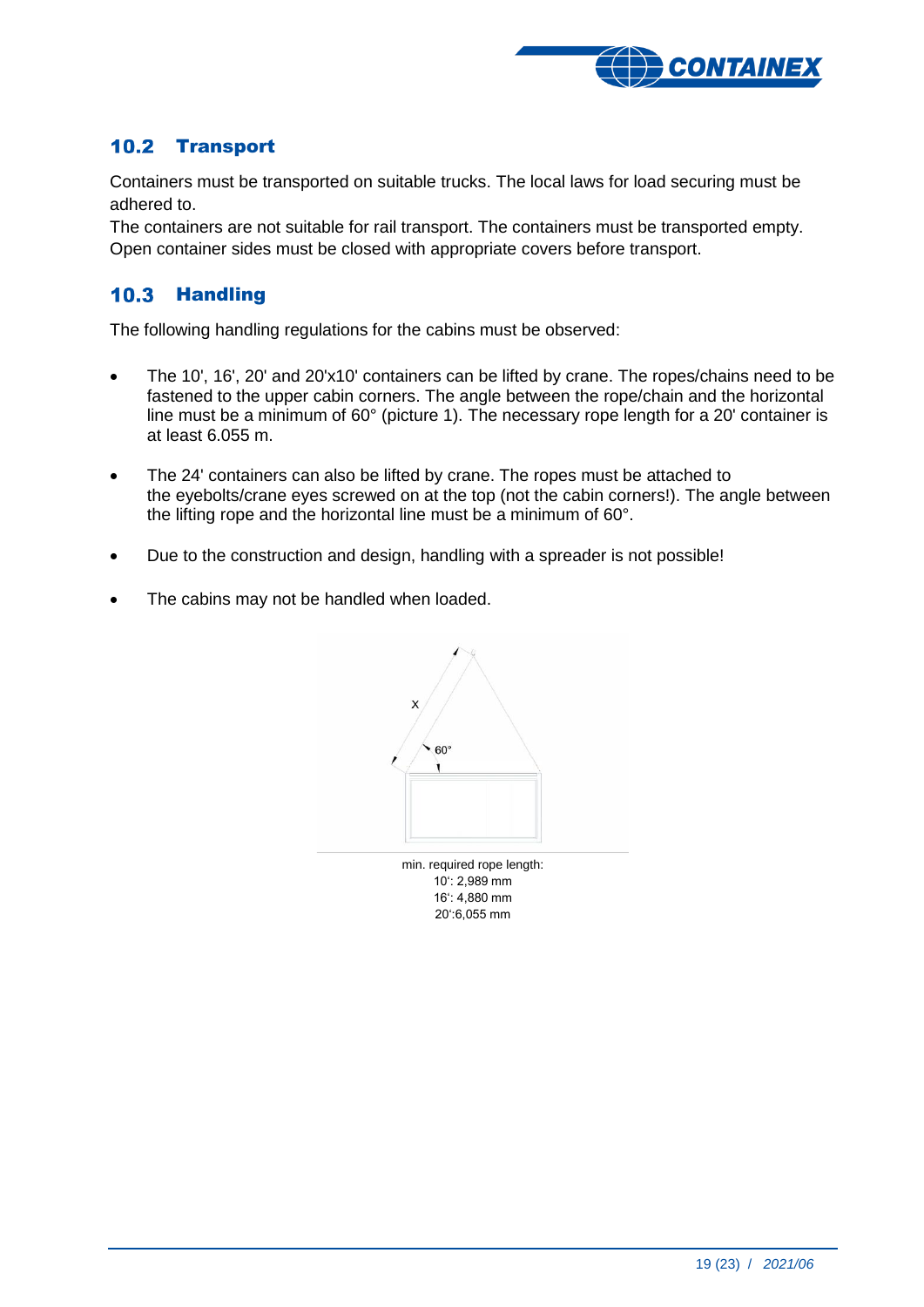## 10.2 Transport

Containers must be transported on suitable trucks. The local laws for load securing must be adhered to.
The containers are not suitable for rail transport. The containers must be transported empty.
Open container sides must be closed with appropriate covers before transport.

## 10.3 Handling

The following handling regulations for the cabins must be observed:

- The 10', 16', 20' and 20'x10' containers can be lifted by crane. The ropes/chains need to be fastened to the upper cabin corners. The angle between the rope/chain and the horizontal line must be a minimum of 60° (picture 1). The necessary rope length for a 20' container is at least 6.055 m.

- The 24' containers can also be lifted by crane. The ropes must be attached to the eyebolts/crane eyes screwed on at the top (not the cabin corners!). The angle between the lifting rope and the horizontal line must be a minimum of 60°.

- Due to the construction and design, handling with a spreader is not possible!

- The cabins may not be handled when loaded.

min. required rope length:
10': 2,989 mm
16': 4,880 mm
20':6,055 mm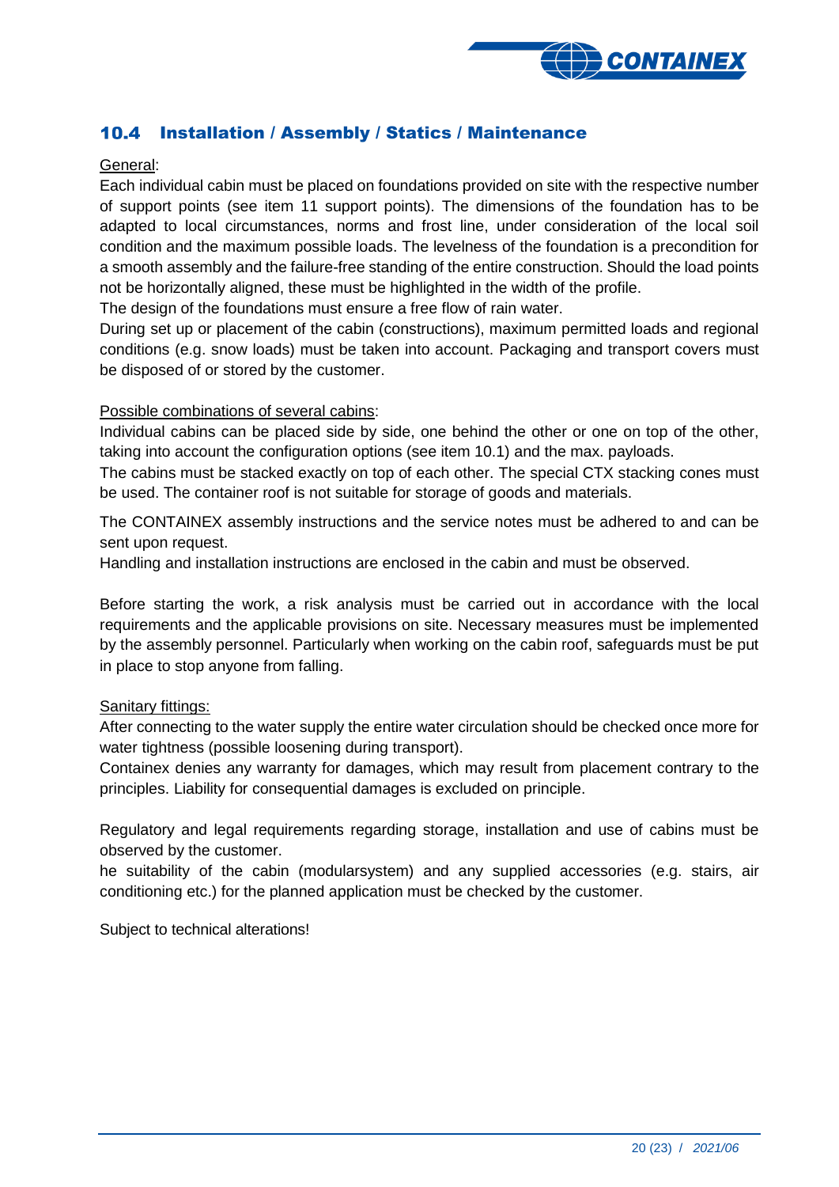## 10.4 Installation / Assembly / Statics / Maintenance

General:

Each individual cabin must be placed on foundations provided on site with the respective number of support points (see item 11 support points). The dimensions of the foundation has to be adapted to local circumstances, norms and frost line, under consideration of the local soil condition and the maximum possible loads. The levelness of the foundation is a precondition for a smooth assembly and the failure-free standing of the entire construction. Should the load points not be horizontally aligned, these must be highlighted in the width of the profile.

The design of the foundations must ensure a free flow of rain water.

During set up or placement of the cabin (constructions), maximum permitted loads and regional conditions (e.g. snow loads) must be taken into account. Packaging and transport covers must be disposed of or stored by the customer.

Possible combinations of several cabins:

Individual cabins can be placed side by side, one behind the other or one on top of the other, taking into account the configuration options (see item 10.1) and the max. payloads.

The cabins must be stacked exactly on top of each other. The special CTX stacking cones must be used. The container roof is not suitable for storage of goods and materials.

The CONTAINEX assembly instructions and the service notes must be adhered to and can be sent upon request.

Handling and installation instructions are enclosed in the cabin and must be observed.

Before starting the work, a risk analysis must be carried out in accordance with the local requirements and the applicable provisions on site. Necessary measures must be implemented by the assembly personnel. Particularly when working on the cabin roof, safeguards must be put in place to stop anyone from falling.

Sanitary fittings:

After connecting to the water supply the entire water circulation should be checked once more for water tightness (possible loosening during transport).

Containex denies any warranty for damages, which may result from placement contrary to the principles. Liability for consequential damages is excluded on principle.

Regulatory and legal requirements regarding storage, installation and use of cabins must be observed by the customer.

he suitability of the cabin (modularsystem) and any supplied accessories (e.g. stairs, air conditioning etc.) for the planned application must be checked by the customer.

Subject to technical alterations!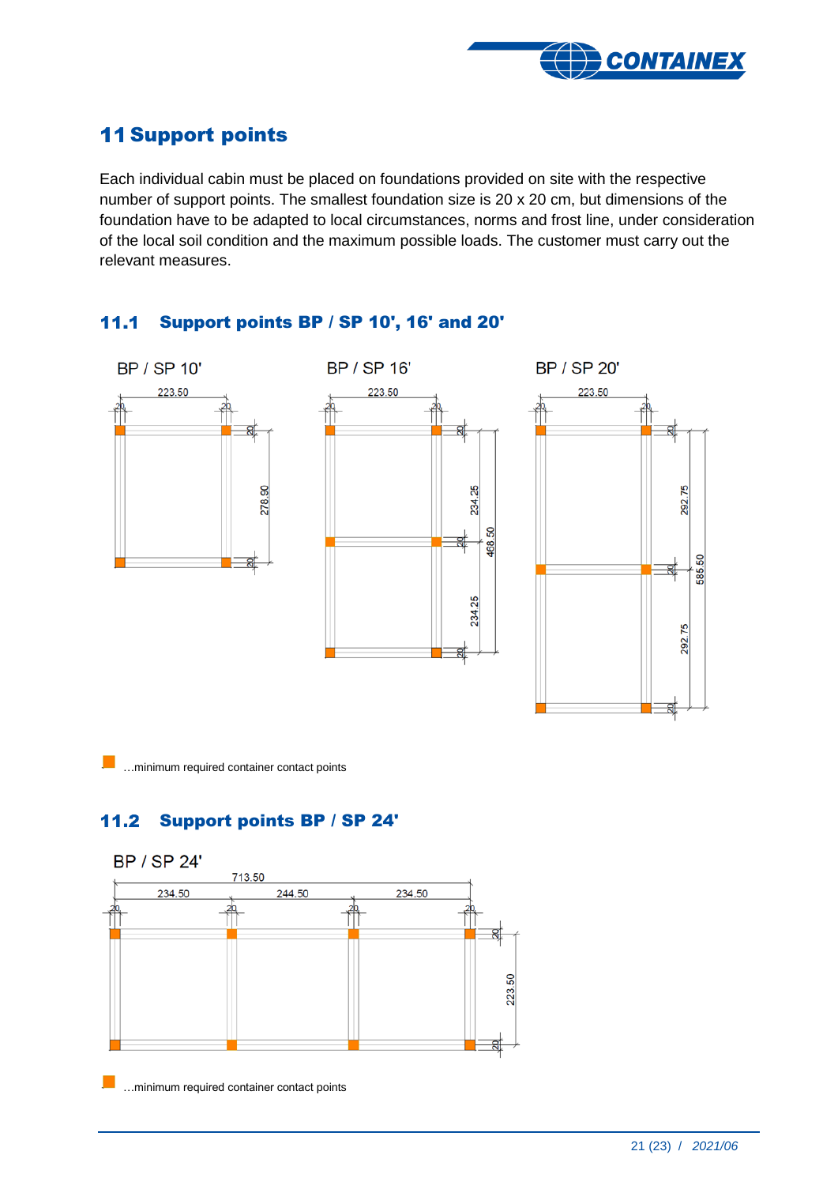## 11 Support points

Each individual cabin must be placed on foundations provided on site with the respective number of support points. The smallest foundation size is 20 x 20 cm, but dimensions of the foundation have to be adapted to local circumstances, norms and frost line, under consideration of the local soil condition and the maximum possible loads. The customer must carry out the relevant measures.

### 11.1 Support points BP / SP 10', 16' and 20'

BP / SP 10'

BP / SP 16'

BP / SP 20'

…minimum required container contact points

### 11.2 Support points BP / SP 24'

BP / SP 24'

…minimum required container contact points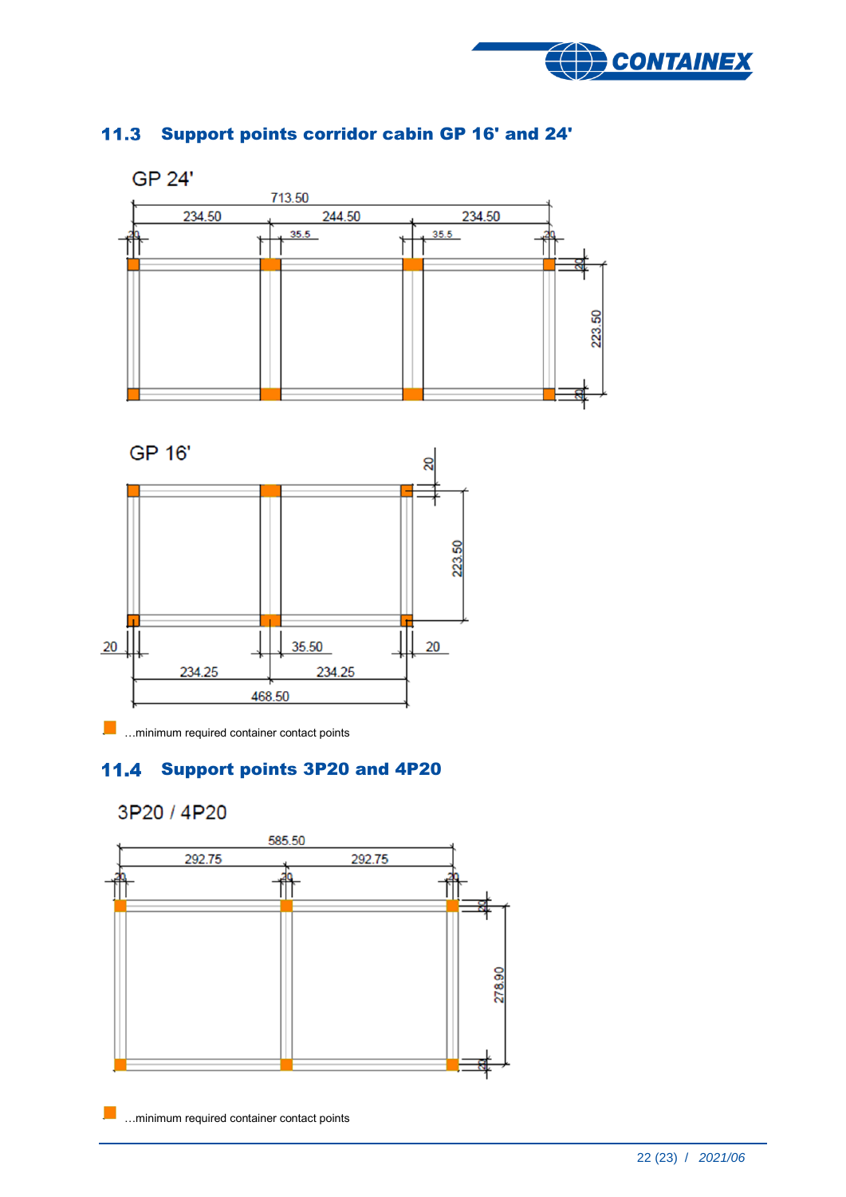## 11.3 Support points corridor cabin GP 16' and 24'

GP 24'

GP 16'

■ …minimum required container contact points

## 11.4 Support points 3P20 and 4P20

3P20 / 4P20

■ …minimum required container contact points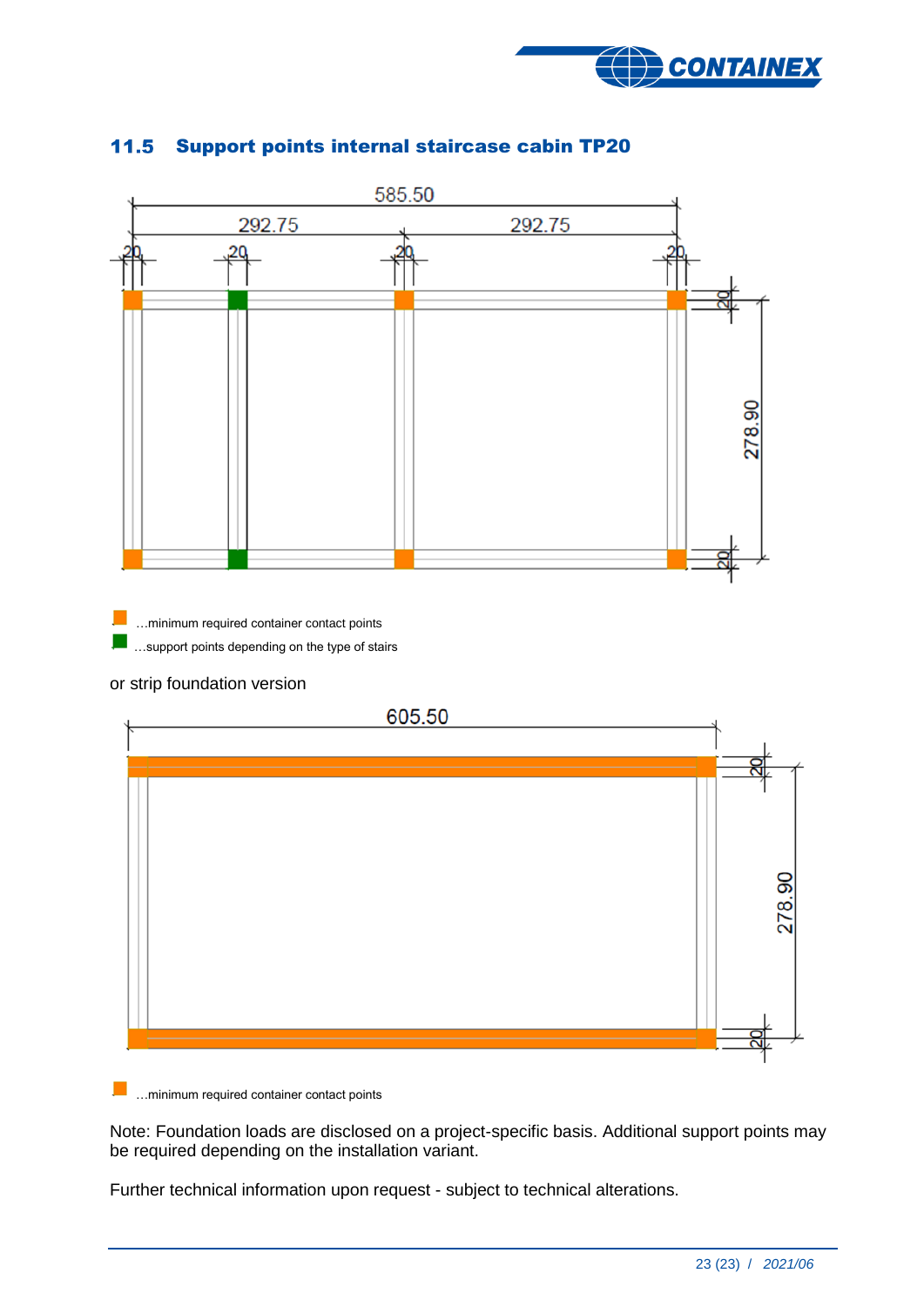## 11.5 Support points internal staircase cabin TP20

585.50

292.75

292.75

20

20

20

20

20

278.90

20

…minimum required container contact points

…support points depending on the type of stairs

or strip foundation version

605.50

20

278.90

20

…minimum required container contact points

Note: Foundation loads are disclosed on a project-specific basis. Additional support points may be required depending on the installation variant.

Further technical information upon request - subject to technical alterations.